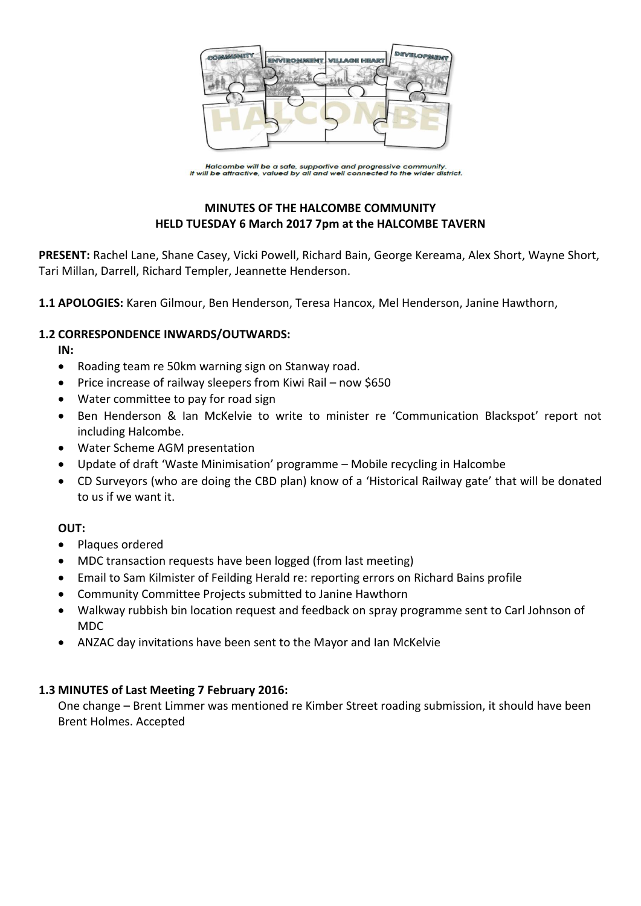Halcombe will be a safe, supportive and progressive community.
It will be attractive, valued by all and well connected to the wider district.

**MINUTES OF THE HALCOMBE COMMUNITY**
**HELD TUESDAY 6 March 2017 7pm at the HALCOMBE TAVERN**

**PRESENT:** Rachel Lane, Shane Casey, Vicki Powell, Richard Bain, George Kereama, Alex Short, Wayne Short, Tari Millan, Darrell, Richard Templer, Jeannette Henderson.

**1.1 APOLOGIES:** Karen Gilmour, Ben Henderson, Teresa Hancox, Mel Henderson, Janine Hawthorn,

**1.2 CORRESPONDENCE INWARDS/OUTWARDS:**

**IN:**

- Roading team re 50km warning sign on Stanway road.
- Price increase of railway sleepers from Kiwi Rail – now $650
- Water committee to pay for road sign
- Ben Henderson & Ian McKelvie to write to minister re 'Communication Blackspot' report not including Halcombe.
- Water Scheme AGM presentation
- Update of draft 'Waste Minimisation' programme – Mobile recycling in Halcombe
- CD Surveyors (who are doing the CBD plan) know of a 'Historical Railway gate' that will be donated to us if we want it.

**OUT:**

- Plaques ordered
- MDC transaction requests have been logged (from last meeting)
- Email to Sam Kilmister of Feilding Herald re: reporting errors on Richard Bains profile
- Community Committee Projects submitted to Janine Hawthorn
- Walkway rubbish bin location request and feedback on spray programme sent to Carl Johnson of MDC
- ANZAC day invitations have been sent to the Mayor and Ian McKelvie

**1.3 MINUTES of Last Meeting 7 February 2016:**

One change – Brent Limmer was mentioned re Kimber Street roading submission, it should have been Brent Holmes. Accepted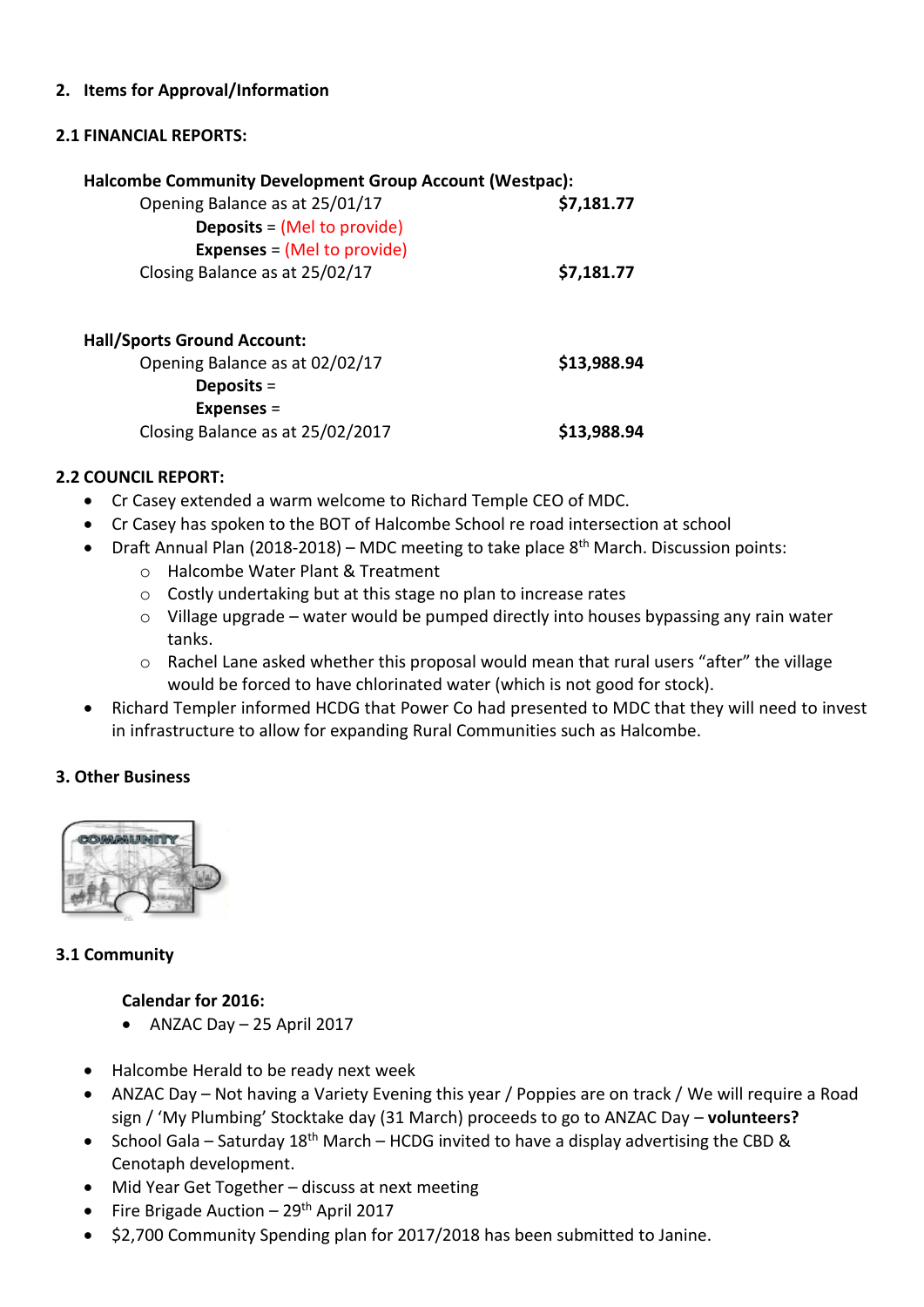## 2. Items for Approval/Information

### 2.1 FINANCIAL REPORTS:

**Halcombe Community Development Group Account (Westpac):**

| | |
|---|---|
| Opening Balance as at 25/01/17 | **$7,181.77** |
| **Deposits** = (Mel to provide) | |
| **Expenses** = (Mel to provide) | |
| Closing Balance as at 25/02/17 | **$7,181.77** |

**Hall/Sports Ground Account:**

| | |
|---|---|
| Opening Balance as at 02/02/17 | **$13,988.94** |
| **Deposits** = | |
| **Expenses** = | |
| Closing Balance as at 25/02/2017 | **$13,988.94** |

### 2.2 COUNCIL REPORT:

- Cr Casey extended a warm welcome to Richard Temple CEO of MDC.
- Cr Casey has spoken to the BOT of Halcombe School re road intersection at school
- Draft Annual Plan (2018-2018) – MDC meeting to take place 8th March. Discussion points:
  - Halcombe Water Plant & Treatment
  - Costly undertaking but at this stage no plan to increase rates
  - Village upgrade – water would be pumped directly into houses bypassing any rain water tanks.
  - Rachel Lane asked whether this proposal would mean that rural users "after" the village would be forced to have chlorinated water (which is not good for stock).
- Richard Templer informed HCDG that Power Co had presented to MDC that they will need to invest in infrastructure to allow for expanding Rural Communities such as Halcombe.

## 3. Other Business

### 3.1 Community

**Calendar for 2016:**

- ANZAC Day – 25 April 2017

- Halcombe Herald to be ready next week
- ANZAC Day – Not having a Variety Evening this year / Poppies are on track / We will require a Road sign / 'My Plumbing' Stocktake day (31 March) proceeds to go to ANZAC Day – **volunteers?**
- School Gala – Saturday 18th March – HCDG invited to have a display advertising the CBD & Cenotaph development.
- Mid Year Get Together – discuss at next meeting
- Fire Brigade Auction – 29th April 2017
- $2,700 Community Spending plan for 2017/2018 has been submitted to Janine.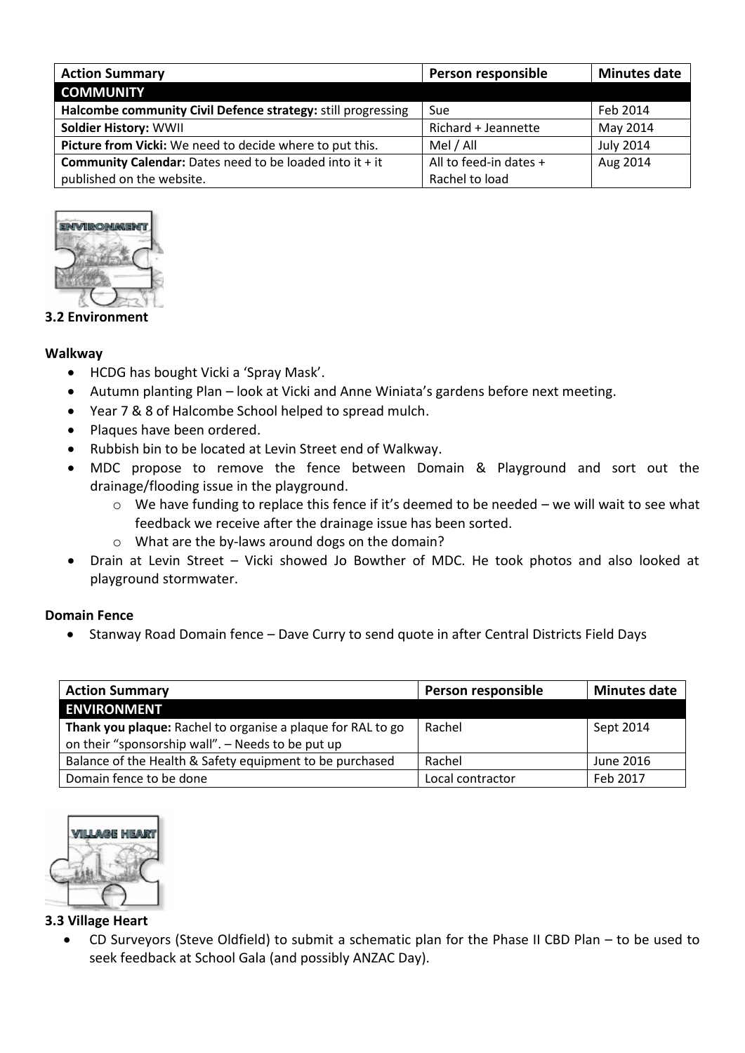| Action Summary | Person responsible | Minutes date |
|---|---|---|
| **COMMUNITY** | | |
| **Halcombe community Civil Defence strategy:** still progressing | Sue | Feb 2014 |
| **Soldier History:** WWII | Richard + Jeannette | May 2014 |
| **Picture from Vicki:** We need to decide where to put this. | Mel / All | July 2014 |
| **Community Calendar:** Dates need to be loaded into it + it published on the website. | All to feed-in dates + Rachel to load | Aug 2014 |

### 3.2 Environment

**Walkway**

- HCDG has bought Vicki a 'Spray Mask'.
- Autumn planting Plan – look at Vicki and Anne Winiata's gardens before next meeting.
- Year 7 & 8 of Halcombe School helped to spread mulch.
- Plaques have been ordered.
- Rubbish bin to be located at Levin Street end of Walkway.
- MDC propose to remove the fence between Domain & Playground and sort out the drainage/flooding issue in the playground.
  - We have funding to replace this fence if it's deemed to be needed – we will wait to see what feedback we receive after the drainage issue has been sorted.
  - What are the by-laws around dogs on the domain?
- Drain at Levin Street – Vicki showed Jo Bowther of MDC. He took photos and also looked at playground stormwater.

**Domain Fence**

- Stanway Road Domain fence – Dave Curry to send quote in after Central Districts Field Days

| Action Summary | Person responsible | Minutes date |
|---|---|---|
| **ENVIRONMENT** | | |
| **Thank you plaque:** Rachel to organise a plaque for RAL to go on their "sponsorship wall". – Needs to be put up | Rachel | Sept 2014 |
| Balance of the Health & Safety equipment to be purchased | Rachel | June 2016 |
| Domain fence to be done | Local contractor | Feb 2017 |

### 3.3 Village Heart

- CD Surveyors (Steve Oldfield) to submit a schematic plan for the Phase II CBD Plan – to be used to seek feedback at School Gala (and possibly ANZAC Day).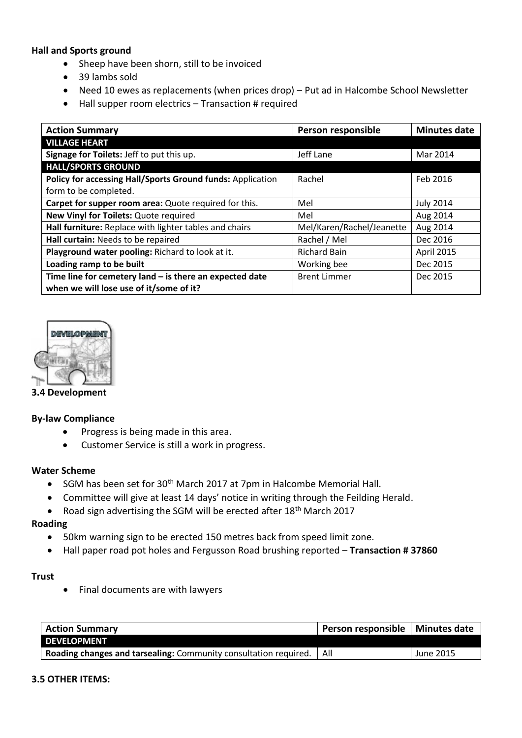**Hall and Sports ground**

- Sheep have been shorn, still to be invoiced
- 39 lambs sold
- Need 10 ewes as replacements (when prices drop) – Put ad in Halcombe School Newsletter
- Hall supper room electrics – Transaction # required

| Action Summary | Person responsible | Minutes date |
|---|---|---|
| **VILLAGE HEART** | | |
| **Signage for Toilets:** Jeff to put this up. | Jeff Lane | Mar 2014 |
| **HALL/SPORTS GROUND** | | |
| **Policy for accessing Hall/Sports Ground funds:** Application form to be completed. | Rachel | Feb 2016 |
| **Carpet for supper room area:** Quote required for this. | Mel | July 2014 |
| **New Vinyl for Toilets:** Quote required | Mel | Aug 2014 |
| **Hall furniture:** Replace with lighter tables and chairs | Mel/Karen/Rachel/Jeanette | Aug 2014 |
| **Hall curtain:** Needs to be repaired | Rachel / Mel | Dec 2016 |
| **Playground water pooling:** Richard to look at it. | Richard Bain | April 2015 |
| **Loading ramp to be built** | Working bee | Dec 2015 |
| **Time line for cemetery land – is there an expected date when we will lose use of it/some of it?** | Brent Limmer | Dec 2015 |

**3.4 Development**

**By-law Compliance**

- Progress is being made in this area.
- Customer Service is still a work in progress.

**Water Scheme**

- SGM has been set for 30th March 2017 at 7pm in Halcombe Memorial Hall.
- Committee will give at least 14 days' notice in writing through the Feilding Herald.
- Road sign advertising the SGM will be erected after 18th March 2017

**Roading**

- 50km warning sign to be erected 150 metres back from speed limit zone.
- Hall paper road pot holes and Fergusson Road brushing reported – **Transaction # 37860**

**Trust**

- Final documents are with lawyers

| Action Summary | Person responsible | Minutes date |
|---|---|---|
| **DEVELOPMENT** | | |
| **Roading changes and tarsealing:** Community consultation required. | All | June 2015 |

**3.5 OTHER ITEMS:**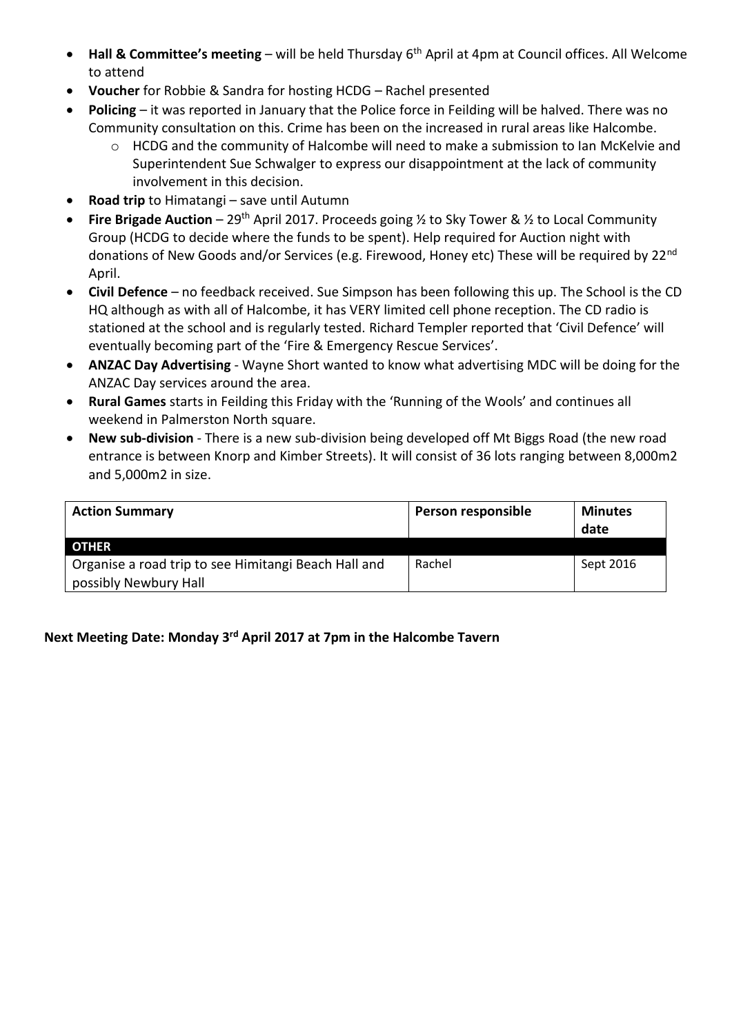- **Hall & Committee's meeting** – will be held Thursday 6th April at 4pm at Council offices. All Welcome to attend
- **Voucher** for Robbie & Sandra for hosting HCDG – Rachel presented
- **Policing** – it was reported in January that the Police force in Feilding will be halved. There was no Community consultation on this. Crime has been on the increased in rural areas like Halcombe.
  - HCDG and the community of Halcombe will need to make a submission to Ian McKelvie and Superintendent Sue Schwalger to express our disappointment at the lack of community involvement in this decision.
- **Road trip** to Himatangi – save until Autumn
- **Fire Brigade Auction** – 29th April 2017. Proceeds going ½ to Sky Tower & ½ to Local Community Group (HCDG to decide where the funds to be spent). Help required for Auction night with donations of New Goods and/or Services (e.g. Firewood, Honey etc) These will be required by 22nd April.
- **Civil Defence** – no feedback received. Sue Simpson has been following this up. The School is the CD HQ although as with all of Halcombe, it has VERY limited cell phone reception. The CD radio is stationed at the school and is regularly tested. Richard Templer reported that 'Civil Defence' will eventually becoming part of the 'Fire & Emergency Rescue Services'.
- **ANZAC Day Advertising** - Wayne Short wanted to know what advertising MDC will be doing for the ANZAC Day services around the area.
- **Rural Games** starts in Feilding this Friday with the 'Running of the Wools' and continues all weekend in Palmerston North square.
- **New sub-division** - There is a new sub-division being developed off Mt Biggs Road (the new road entrance is between Knorp and Kimber Streets). It will consist of 36 lots ranging between 8,000m2 and 5,000m2 in size.

| Action Summary | Person responsible | Minutes date |
|---|---|---|
| **OTHER** | | |
| Organise a road trip to see Himitangi Beach Hall and possibly Newbury Hall | Rachel | Sept 2016 |

**Next Meeting Date: Monday 3rd April 2017 at 7pm in the Halcombe Tavern**